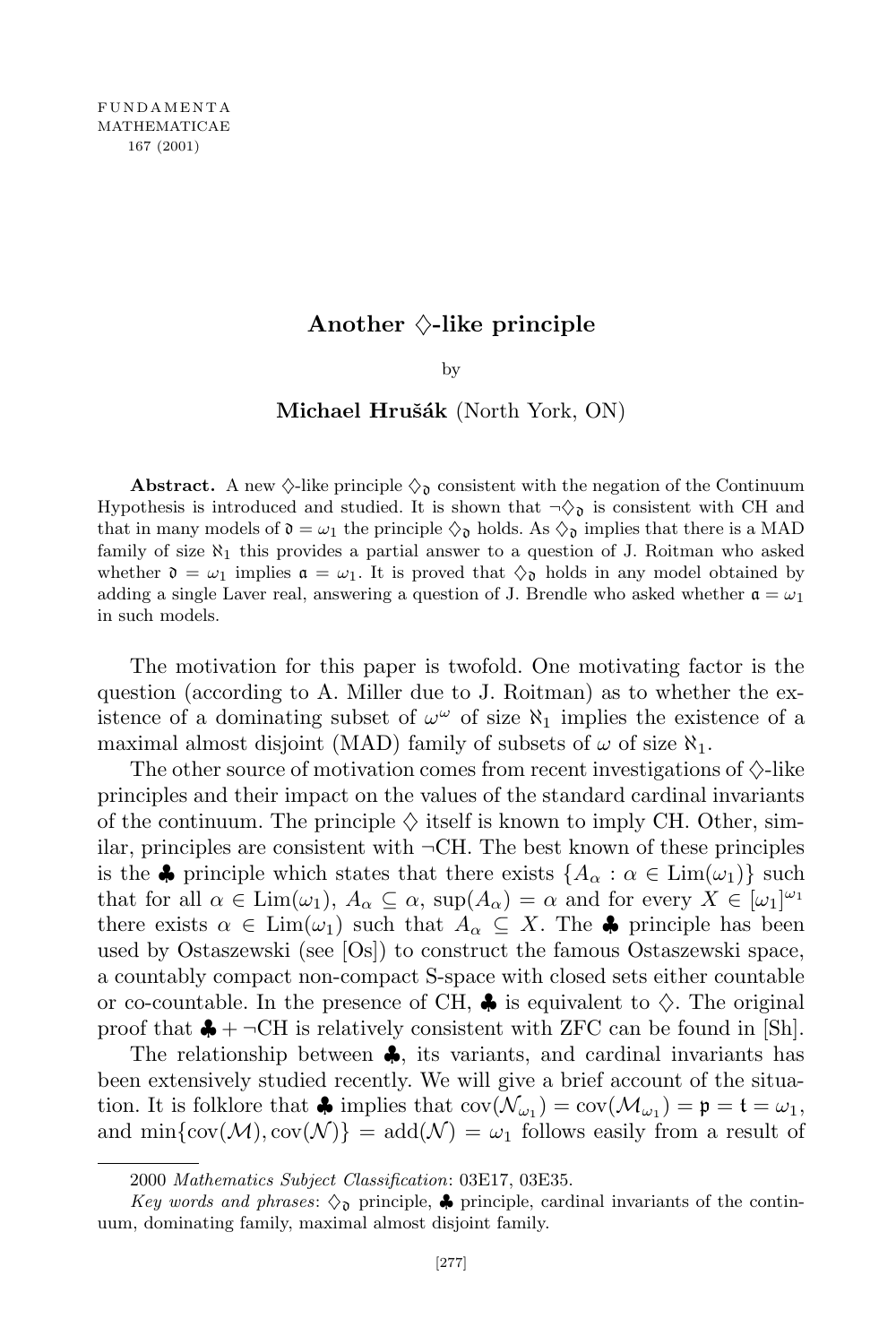# Another $\diamondsuit$-like principle

by

**Michael Hrušák** (North York, ON)

**Abstract.** A new $\diamondsuit$-like principle $\diamondsuit_{\mathfrak{d}}$ consistent with the negation of the Continuum Hypothesis is introduced and studied. It is shown that $\neg\diamondsuit_{\mathfrak{d}}$ is consistent with CH and that in many models of $\mathfrak{d} = \omega_1$ the principle $\diamondsuit_{\mathfrak{d}}$ holds. As $\diamondsuit_{\mathfrak{d}}$ implies that there is a MAD family of size $\aleph_1$ this provides a partial answer to a question of J. Roitman who asked whether $\mathfrak{d} = \omega_1$ implies $\mathfrak{a} = \omega_1$. It is proved that $\diamondsuit_{\mathfrak{d}}$ holds in any model obtained by adding a single Laver real, answering a question of J. Brendle who asked whether $\mathfrak{a} = \omega_1$ in such models.

The motivation for this paper is twofold. One motivating factor is the question (according to A. Miller due to J. Roitman) as to whether the existence of a dominating subset of $\omega^\omega$ of size $\aleph_1$ implies the existence of a maximal almost disjoint (MAD) family of subsets of $\omega$ of size $\aleph_1$.

The other source of motivation comes from recent investigations of $\diamondsuit$-like principles and their impact on the values of the standard cardinal invariants of the continuum. The principle $\diamondsuit$ itself is known to imply CH. Other, similar, principles are consistent with $\neg$CH. The best known of these principles is the $\clubsuit$ principle which states that there exists $\{A_\alpha : \alpha \in \mathrm{Lim}(\omega_1)\}$ such that for all $\alpha \in \mathrm{Lim}(\omega_1)$, $A_\alpha \subseteq \alpha$, $\sup(A_\alpha) = \alpha$ and for every $X \in [\omega_1]^{\omega_1}$ there exists $\alpha \in \mathrm{Lim}(\omega_1)$ such that $A_\alpha \subseteq X$. The $\clubsuit$ principle has been used by Ostaszewski (see [Os]) to construct the famous Ostaszewski space, a countably compact non-compact S-space with closed sets either countable or co-countable. In the presence of CH, $\clubsuit$ is equivalent to $\diamondsuit$. The original proof that $\clubsuit + \neg$CH is relatively consistent with ZFC can be found in [Sh].

The relationship between $\clubsuit$, its variants, and cardinal invariants has been extensively studied recently. We will give a brief account of the situation. It is folklore that $\clubsuit$ implies that $\mathrm{cov}(\mathcal{N}_{\omega_1}) = \mathrm{cov}(\mathcal{M}_{\omega_1}) = \mathfrak{p} = \mathfrak{t} = \omega_1$, and $\min\{\mathrm{cov}(\mathcal{M}), \mathrm{cov}(\mathcal{N})\} = \mathrm{add}(\mathcal{N}) = \omega_1$ follows easily from a result of

---

2000 *Mathematics Subject Classification*: 03E17, 03E35.

*Key words and phrases*: $\diamondsuit_{\mathfrak{d}}$ principle, $\clubsuit$ principle, cardinal invariants of the continuum, dominating family, maximal almost disjoint family.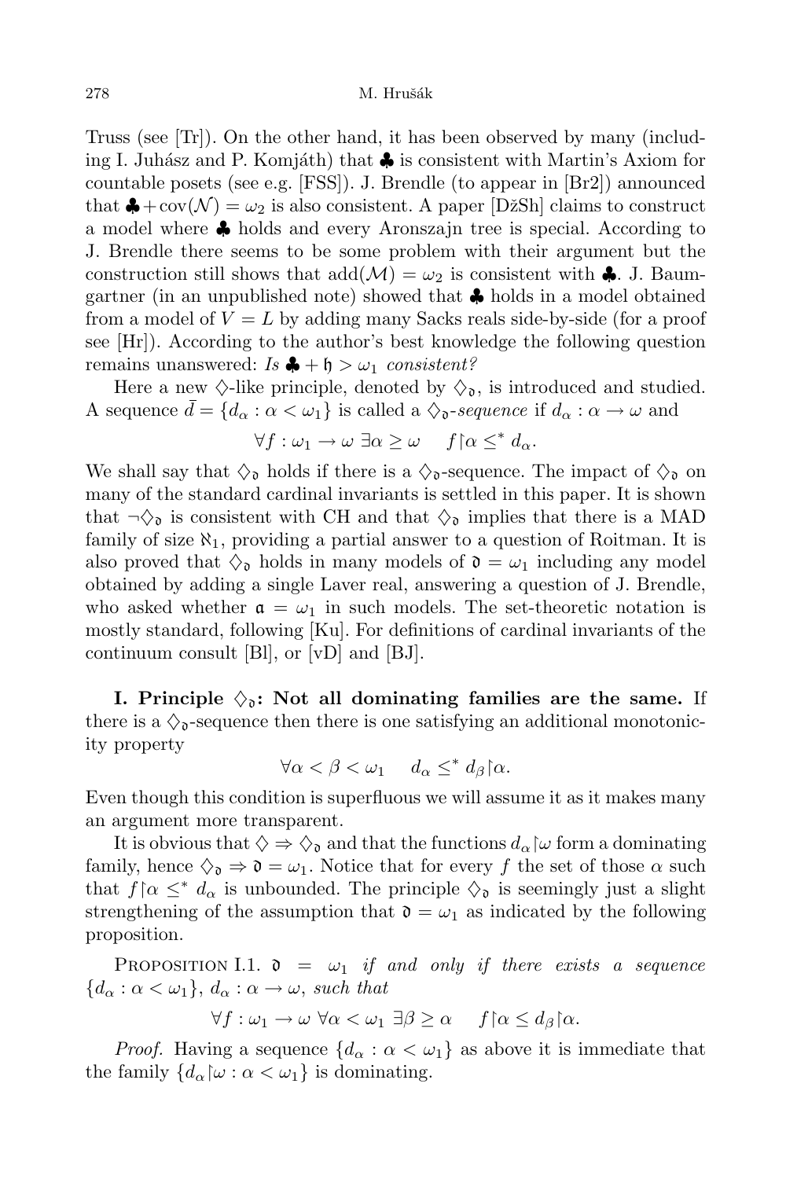Truss (see [Tr]). On the other hand, it has been observed by many (including I. Juhász and P. Komjáth) that $\clubsuit$ is consistent with Martin's Axiom for countable posets (see e.g. [FSS]). J. Brendle (to appear in [Br2]) announced that $\clubsuit + \mathrm{cov}(\mathcal{N}) = \omega_2$ is also consistent. A paper [DžSh] claims to construct a model where $\clubsuit$ holds and every Aronszajn tree is special. According to J. Brendle there seems to be some problem with their argument but the construction still shows that $\mathrm{add}(\mathcal{M}) = \omega_2$ is consistent with $\clubsuit$. J. Baumgartner (in an unpublished note) showed that $\clubsuit$ holds in a model obtained from a model of $V = L$ by adding many Sacks reals side-by-side (for a proof see [Hr]). According to the author's best knowledge the following question remains unanswered: *Is $\clubsuit + \mathfrak{h} > \omega_1$ consistent?*

Here a new $\diamondsuit$-like principle, denoted by $\diamondsuit_{\mathfrak{d}}$, is introduced and studied. A sequence $\bar{d} = \{d_\alpha : \alpha < \omega_1\}$ is called a $\diamondsuit_{\mathfrak{d}}$*-sequence* if $d_\alpha : \alpha \to \omega$ and

$$\forall f : \omega_1 \to \omega \ \exists \alpha \geq \omega \quad f\restriction\alpha \leq^* d_\alpha.$$

We shall say that $\diamondsuit_{\mathfrak{d}}$ holds if there is a $\diamondsuit_{\mathfrak{d}}$-sequence. The impact of $\diamondsuit_{\mathfrak{d}}$ on many of the standard cardinal invariants is settled in this paper. It is shown that $\neg\diamondsuit_{\mathfrak{d}}$ is consistent with CH and that $\diamondsuit_{\mathfrak{d}}$ implies that there is a MAD family of size $\aleph_1$, providing a partial answer to a question of Roitman. It is also proved that $\diamondsuit_{\mathfrak{d}}$ holds in many models of $\mathfrak{d} = \omega_1$ including any model obtained by adding a single Laver real, answering a question of J. Brendle, who asked whether $\mathfrak{a} = \omega_1$ in such models. The set-theoretic notation is mostly standard, following [Ku]. For definitions of cardinal invariants of the continuum consult [Bl], or [vD] and [BJ].

**I. Principle $\diamondsuit_{\mathfrak{d}}$: Not all dominating families are the same.** If there is a $\diamondsuit_{\mathfrak{d}}$-sequence then there is one satisfying an additional monotonicity property

$$\forall \alpha < \beta < \omega_1 \quad d_\alpha \leq^* d_\beta\restriction\alpha.$$

Even though this condition is superfluous we will assume it as it makes many an argument more transparent.

It is obvious that $\diamondsuit \Rightarrow \diamondsuit_{\mathfrak{d}}$ and that the functions $d_\alpha\restriction\omega$ form a dominating family, hence $\diamondsuit_{\mathfrak{d}} \Rightarrow \mathfrak{d} = \omega_1$. Notice that for every $f$ the set of those $\alpha$ such that $f\restriction\alpha \leq^* d_\alpha$ is unbounded. The principle $\diamondsuit_{\mathfrak{d}}$ is seemingly just a slight strengthening of the assumption that $\mathfrak{d} = \omega_1$ as indicated by the following proposition.

PROPOSITION I.1. *$\mathfrak{d} = \omega_1$ if and only if there exists a sequence $\{d_\alpha : \alpha < \omega_1\}$, $d_\alpha : \alpha \to \omega$, such that*

$$\forall f : \omega_1 \to \omega \ \forall \alpha < \omega_1 \ \exists \beta \geq \alpha \quad f\restriction\alpha \leq d_\beta\restriction\alpha.$$

*Proof.* Having a sequence $\{d_\alpha : \alpha < \omega_1\}$ as above it is immediate that the family $\{d_\alpha\restriction\omega : \alpha < \omega_1\}$ is dominating.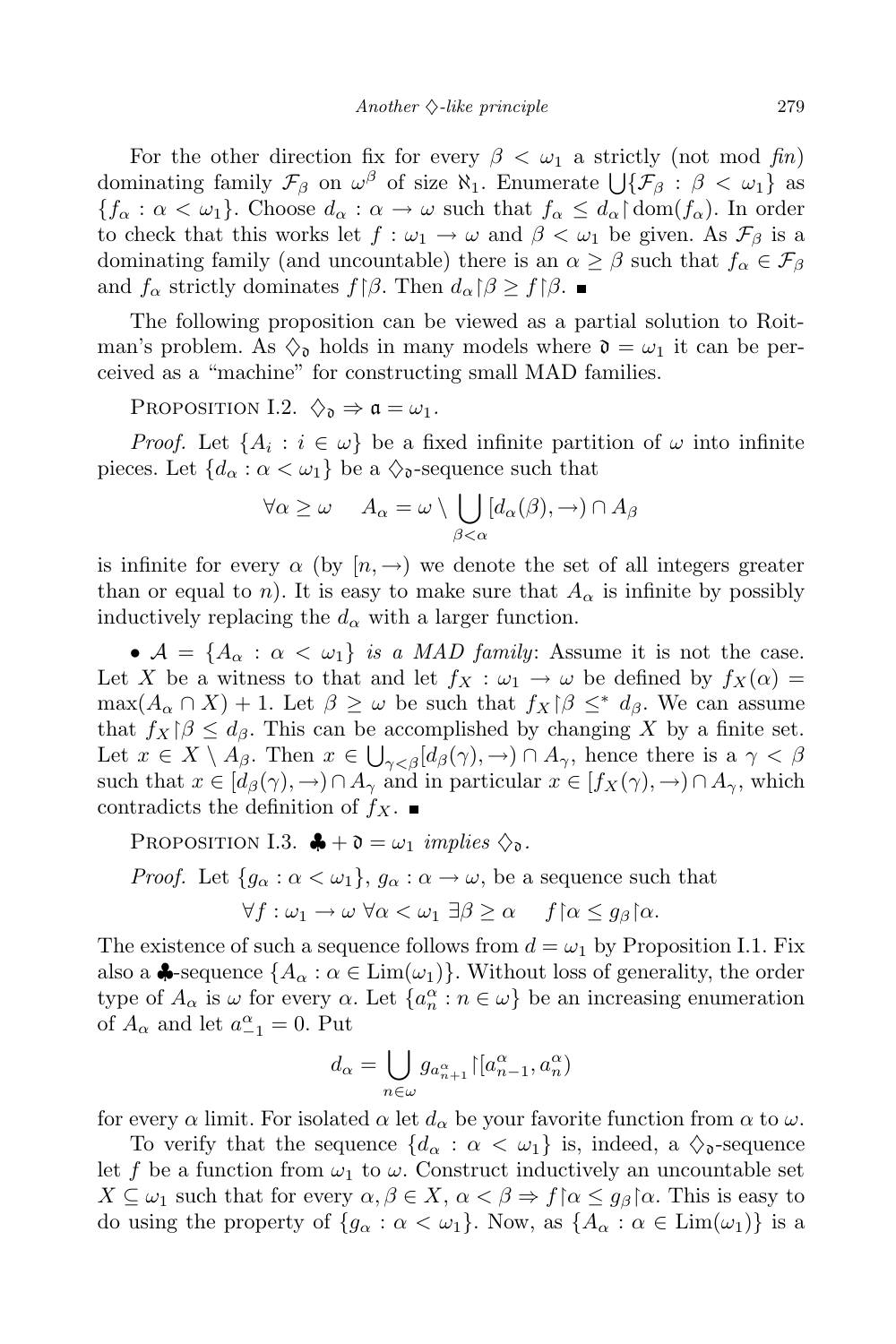For the other direction fix for every $\beta < \omega_1$ a strictly (not mod *fin*) dominating family $\mathcal{F}_\beta$ on $\omega^\beta$ of size $\aleph_1$. Enumerate $\bigcup\{\mathcal{F}_\beta : \beta < \omega_1\}$ as $\{f_\alpha : \alpha < \omega_1\}$. Choose $d_\alpha : \alpha \to \omega$ such that $f_\alpha \le d_\alpha \restriction \mathrm{dom}(f_\alpha)$. In order to check that this works let $f : \omega_1 \to \omega$ and $\beta < \omega_1$ be given. As $\mathcal{F}_\beta$ is a dominating family (and uncountable) there is an $\alpha \ge \beta$ such that $f_\alpha \in \mathcal{F}_\beta$ and $f_\alpha$ strictly dominates $f\restriction\beta$. Then $d_\alpha\restriction\beta \ge f\restriction\beta$. ∎

The following proposition can be viewed as a partial solution to Roitman's problem. As $\diamondsuit_{\mathfrak{d}}$ holds in many models where $\mathfrak{d} = \omega_1$ it can be perceived as a "machine" for constructing small MAD families.

PROPOSITION I.2. $\diamondsuit_{\mathfrak{d}} \Rightarrow \mathfrak{a} = \omega_1$.

*Proof.* Let $\{A_i : i \in \omega\}$ be a fixed infinite partition of $\omega$ into infinite pieces. Let $\{d_\alpha : \alpha < \omega_1\}$ be a $\diamondsuit_{\mathfrak{d}}$-sequence such that

$$\forall \alpha \ge \omega \quad A_\alpha = \omega \setminus \bigcup_{\beta<\alpha} [d_\alpha(\beta), \to) \cap A_\beta$$

is infinite for every $\alpha$ (by $[n, \to)$ we denote the set of all integers greater than or equal to $n$). It is easy to make sure that $A_\alpha$ is infinite by possibly inductively replacing the $d_\alpha$ with a larger function.

• $\mathcal{A} = \{A_\alpha : \alpha < \omega_1\}$ *is a MAD family*: Assume it is not the case. Let $X$ be a witness to that and let $f_X : \omega_1 \to \omega$ be defined by $f_X(\alpha) = \max(A_\alpha \cap X) + 1$. Let $\beta \ge \omega$ be such that $f_X\restriction\beta \le^* d_\beta$. We can assume that $f_X\restriction\beta \le d_\beta$. This can be accomplished by changing $X$ by a finite set. Let $x \in X \setminus A_\beta$. Then $x \in \bigcup_{\gamma<\beta}[d_\beta(\gamma), \to) \cap A_\gamma$, hence there is a $\gamma < \beta$ such that $x \in [d_\beta(\gamma), \to) \cap A_\gamma$ and in particular $x \in [f_X(\gamma), \to) \cap A_\gamma$, which contradicts the definition of $f_X$. ∎

PROPOSITION I.3. $\clubsuit + \mathfrak{d} = \omega_1$ *implies* $\diamondsuit_{\mathfrak{d}}$.

*Proof.* Let $\{g_\alpha : \alpha < \omega_1\}$, $g_\alpha : \alpha \to \omega$, be a sequence such that

$$\forall f : \omega_1 \to \omega \ \forall \alpha < \omega_1 \ \exists \beta \ge \alpha \quad f\restriction\alpha \le g_\beta\restriction\alpha.$$

The existence of such a sequence follows from $d = \omega_1$ by Proposition I.1. Fix also a $\clubsuit$-sequence $\{A_\alpha : \alpha \in \mathrm{Lim}(\omega_1)\}$. Without loss of generality, the order type of $A_\alpha$ is $\omega$ for every $\alpha$. Let $\{a_n^\alpha : n \in \omega\}$ be an increasing enumeration of $A_\alpha$ and let $a_{-1}^\alpha = 0$. Put

$$d_\alpha = \bigcup_{n\in\omega} g_{a_{n+1}^\alpha}\restriction[a_{n-1}^\alpha, a_n^\alpha)$$

for every $\alpha$ limit. For isolated $\alpha$ let $d_\alpha$ be your favorite function from $\alpha$ to $\omega$.

To verify that the sequence $\{d_\alpha : \alpha < \omega_1\}$ is, indeed, a $\diamondsuit_{\mathfrak{d}}$-sequence let $f$ be a function from $\omega_1$ to $\omega$. Construct inductively an uncountable set $X \subseteq \omega_1$ such that for every $\alpha, \beta \in X$, $\alpha < \beta \Rightarrow f\restriction\alpha \le g_\beta\restriction\alpha$. This is easy to do using the property of $\{g_\alpha : \alpha < \omega_1\}$. Now, as $\{A_\alpha : \alpha \in \mathrm{Lim}(\omega_1)\}$ is a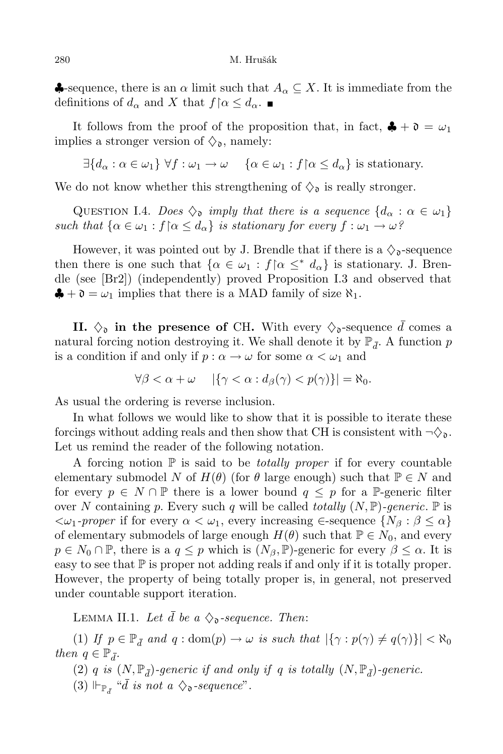$\clubsuit$-sequence, there is an $\alpha$ limit such that $A_\alpha \subseteq X$. It is immediate from the definitions of $d_\alpha$ and $X$ that $f\restriction\alpha \le d_\alpha$. ∎

It follows from the proof of the proposition that, in fact, $\clubsuit + \mathfrak{d} = \omega_1$ implies a stronger version of $\diamondsuit_{\mathfrak{d}}$, namely:

$$\exists\{d_\alpha : \alpha \in \omega_1\}\ \forall f : \omega_1 \to \omega \quad \{\alpha \in \omega_1 : f\restriction\alpha \le d_\alpha\} \text{ is stationary.}$$

We do not know whether this strengthening of $\diamondsuit_{\mathfrak{d}}$ is really stronger.

Question I.4. *Does $\diamondsuit_{\mathfrak{d}}$ imply that there is a sequence $\{d_\alpha : \alpha \in \omega_1\}$ such that $\{\alpha \in \omega_1 : f\restriction\alpha \le d_\alpha\}$ is stationary for every $f : \omega_1 \to \omega$?*

However, it was pointed out by J. Brendle that if there is a $\diamondsuit_{\mathfrak{d}}$-sequence then there is one such that $\{\alpha \in \omega_1 : f\restriction\alpha \le^* d_\alpha\}$ is stationary. J. Brendle (see [Br2]) (independently) proved Proposition I.3 and observed that $\clubsuit + \mathfrak{d} = \omega_1$ implies that there is a MAD family of size $\aleph_1$.

## II. $\diamondsuit_{\mathfrak{d}}$ in the presence of CH.

With every $\diamondsuit_{\mathfrak{d}}$-sequence $\bar{d}$ comes a natural forcing notion destroying it. We shall denote it by $\mathbb{P}_{\bar{d}}$. A function $p$ is a condition if and only if $p : \alpha \to \omega$ for some $\alpha < \omega_1$ and

$$\forall \beta < \alpha + \omega \quad |\{\gamma < \alpha : d_\beta(\gamma) < p(\gamma)\}| = \aleph_0.$$

As usual the ordering is reverse inclusion.

In what follows we would like to show that it is possible to iterate these forcings without adding reals and then show that CH is consistent with $\neg\diamondsuit_{\mathfrak{d}}$. Let us remind the reader of the following notation.

A forcing notion $\mathbb{P}$ is said to be *totally proper* if for every countable elementary submodel $N$ of $H(\theta)$ (for $\theta$ large enough) such that $\mathbb{P} \in N$ and for every $p \in N \cap \mathbb{P}$ there is a lower bound $q \le p$ for a $\mathbb{P}$-generic filter over $N$ containing $p$. Every such $q$ will be called *totally $(N,\mathbb{P})$-generic*. $\mathbb{P}$ is *$<\omega_1$-proper* if for every $\alpha < \omega_1$, every increasing $\in$-sequence $\{N_\beta : \beta \le \alpha\}$ of elementary submodels of large enough $H(\theta)$ such that $\mathbb{P} \in N_0$, and every $p \in N_0 \cap \mathbb{P}$, there is a $q \le p$ which is $(N_\beta, \mathbb{P})$-generic for every $\beta \le \alpha$. It is easy to see that $\mathbb{P}$ is proper not adding reals if and only if it is totally proper. However, the property of being totally proper is, in general, not preserved under countable support iteration.

Lemma II.1. *Let $\bar{d}$ be a $\diamondsuit_{\mathfrak{d}}$-sequence. Then*:

(1) *If $p \in \mathbb{P}_{\bar{d}}$ and $q : \operatorname{dom}(p) \to \omega$ is such that $|\{\gamma : p(\gamma) \ne q(\gamma)\}| < \aleph_0$ then $q \in \mathbb{P}_{\bar{d}}$.*

(2) *$q$ is $(N, \mathbb{P}_{\bar{d}})$-generic if and only if $q$ is totally $(N, \mathbb{P}_{\bar{d}})$-generic.*

(3) $\Vdash_{\mathbb{P}_{\bar{d}}}$ "*$\bar{d}$ is not a $\diamondsuit_{\mathfrak{d}}$-sequence*".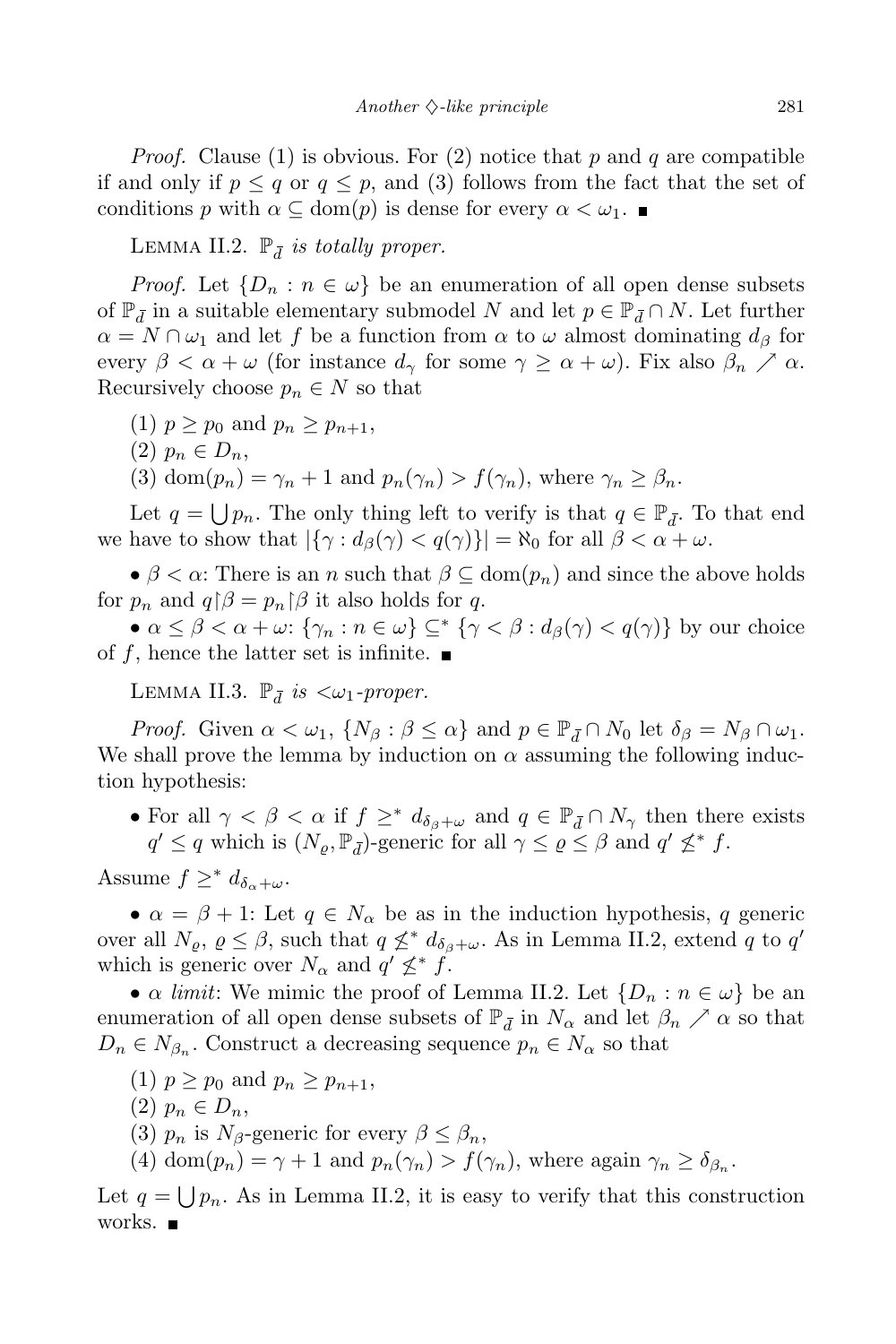*Proof.* Clause (1) is obvious. For (2) notice that $p$ and $q$ are compatible if and only if $p \leq q$ or $q \leq p$, and (3) follows from the fact that the set of conditions $p$ with $\alpha \subseteq \mathrm{dom}(p)$ is dense for every $\alpha < \omega_1$. ■

LEMMA II.2. *$\mathbb{P}_{\bar{d}}$ is totally proper.*

*Proof.* Let $\{D_n : n \in \omega\}$ be an enumeration of all open dense subsets of $\mathbb{P}_{\bar{d}}$ in a suitable elementary submodel $N$ and let $p \in \mathbb{P}_{\bar{d}} \cap N$. Let further $\alpha = N \cap \omega_1$ and let $f$ be a function from $\alpha$ to $\omega$ almost dominating $d_\beta$ for every $\beta < \alpha + \omega$ (for instance $d_\gamma$ for some $\gamma \geq \alpha + \omega$). Fix also $\beta_n \nearrow \alpha$. Recursively choose $p_n \in N$ so that

(1) $p \geq p_0$ and $p_n \geq p_{n+1}$,

(2) $p_n \in D_n$,

(3) $\mathrm{dom}(p_n) = \gamma_n + 1$ and $p_n(\gamma_n) > f(\gamma_n)$, where $\gamma_n \geq \beta_n$.

Let $q = \bigcup p_n$. The only thing left to verify is that $q \in \mathbb{P}_{\bar{d}}$. To that end we have to show that $|\{\gamma : d_\beta(\gamma) < q(\gamma)\}| = \aleph_0$ for all $\beta < \alpha + \omega$.

• $\beta < \alpha$: There is an $n$ such that $\beta \subseteq \mathrm{dom}(p_n)$ and since the above holds for $p_n$ and $q \restriction \beta = p_n \restriction \beta$ it also holds for $q$.

• $\alpha \leq \beta < \alpha + \omega$: $\{\gamma_n : n \in \omega\} \subseteq^* \{\gamma < \beta : d_\beta(\gamma) < q(\gamma)\}$ by our choice of $f$, hence the latter set is infinite. ■

LEMMA II.3. *$\mathbb{P}_{\bar{d}}$ is $<\omega_1$-proper.*

*Proof.* Given $\alpha < \omega_1$, $\{N_\beta : \beta \leq \alpha\}$ and $p \in \mathbb{P}_{\bar{d}} \cap N_0$ let $\delta_\beta = N_\beta \cap \omega_1$. We shall prove the lemma by induction on $\alpha$ assuming the following induction hypothesis:

• For all $\gamma < \beta < \alpha$ if $f \geq^* d_{\delta_\beta + \omega}$ and $q \in \mathbb{P}_{\bar{d}} \cap N_\gamma$ then there exists $q' \leq q$ which is $(N_\varrho, \mathbb{P}_{\bar{d}})$-generic for all $\gamma \leq \varrho \leq \beta$ and $q' \not\leq^* f$.

Assume $f \geq^* d_{\delta_\alpha + \omega}$.

• $\alpha = \beta + 1$: Let $q \in N_\alpha$ be as in the induction hypothesis, $q$ generic over all $N_\varrho$, $\varrho \leq \beta$, such that $q \not\leq^* d_{\delta_\beta + \omega}$. As in Lemma II.2, extend $q$ to $q'$ which is generic over $N_\alpha$ and $q' \not\leq^* f$.

• $\alpha$ *limit*: We mimic the proof of Lemma II.2. Let $\{D_n : n \in \omega\}$ be an enumeration of all open dense subsets of $\mathbb{P}_{\bar{d}}$ in $N_\alpha$ and let $\beta_n \nearrow \alpha$ so that $D_n \in N_{\beta_n}$. Construct a decreasing sequence $p_n \in N_\alpha$ so that

(1) $p \geq p_0$ and $p_n \geq p_{n+1}$,

(2) $p_n \in D_n$,

(3) $p_n$ is $N_\beta$-generic for every $\beta \leq \beta_n$,

(4) $\mathrm{dom}(p_n) = \gamma + 1$ and $p_n(\gamma_n) > f(\gamma_n)$, where again $\gamma_n \geq \delta_{\beta_n}$.

Let $q = \bigcup p_n$. As in Lemma II.2, it is easy to verify that this construction works. ■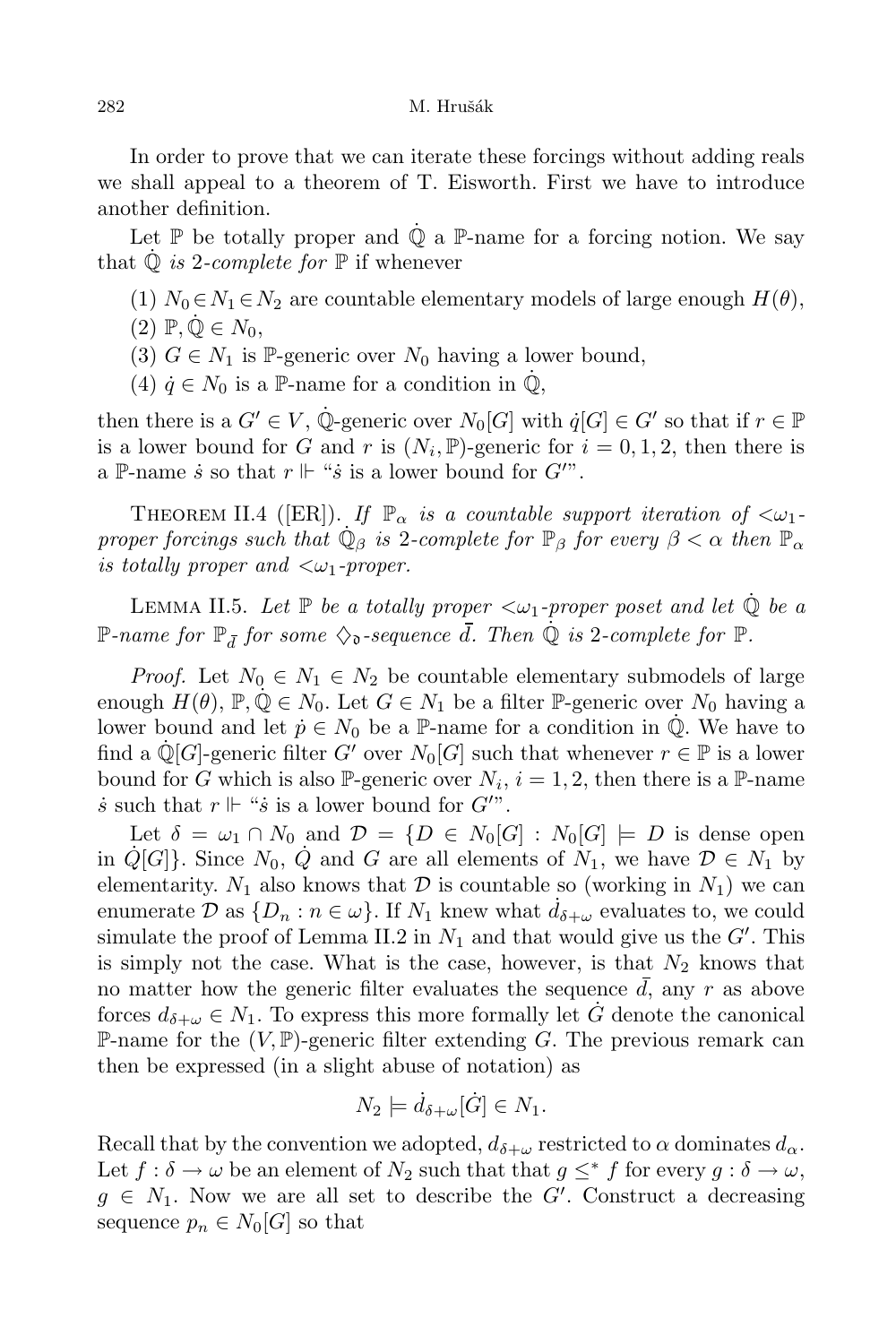In order to prove that we can iterate these forcings without adding reals we shall appeal to a theorem of T. Eisworth. First we have to introduce another definition.

Let $\mathbb{P}$ be totally proper and $\dot{\mathbb{Q}}$ a $\mathbb{P}$-name for a forcing notion. We say that $\dot{\mathbb{Q}}$ *is* 2*-complete for* $\mathbb{P}$ if whenever

(1) $N_0 \in N_1 \in N_2$ are countable elementary models of large enough $H(\theta)$,

(2) $\mathbb{P}, \dot{\mathbb{Q}} \in N_0$,

(3) $G \in N_1$ is $\mathbb{P}$-generic over $N_0$ having a lower bound,

(4) $\dot{q} \in N_0$ is a $\mathbb{P}$-name for a condition in $\dot{\mathbb{Q}}$,

then there is a $G' \in V$, $\dot{\mathbb{Q}}$-generic over $N_0[G]$ with $\dot{q}[G] \in G'$ so that if $r \in \mathbb{P}$ is a lower bound for $G$ and $r$ is $(N_i, \mathbb{P})$-generic for $i = 0, 1, 2$, then there is a $\mathbb{P}$-name $\dot{s}$ so that $r \Vdash$ "$\dot{s}$ is a lower bound for $G'$".

THEOREM II.4 ([ER]). *If $\mathbb{P}_\alpha$ is a countable support iteration of $<\omega_1$-proper forcings such that $\dot{\mathbb{Q}}_\beta$ is* 2*-complete for $\mathbb{P}_\beta$ for every $\beta < \alpha$ then $\mathbb{P}_\alpha$ is totally proper and $<\omega_1$-proper.*

LEMMA II.5. *Let $\mathbb{P}$ be a totally proper $<\omega_1$-proper poset and let $\dot{\mathbb{Q}}$ be a $\mathbb{P}$-name for $\mathbb{P}_{\bar{d}}$ for some $\diamondsuit_{\mathfrak{d}}$-sequence $\bar{d}$. Then $\dot{\mathbb{Q}}$ is* 2*-complete for $\mathbb{P}$.*

*Proof.* Let $N_0 \in N_1 \in N_2$ be countable elementary submodels of large enough $H(\theta)$, $\mathbb{P}, \dot{\mathbb{Q}} \in N_0$. Let $G \in N_1$ be a filter $\mathbb{P}$-generic over $N_0$ having a lower bound and let $\dot{p} \in N_0$ be a $\mathbb{P}$-name for a condition in $\dot{\mathbb{Q}}$. We have to find a $\dot{\mathbb{Q}}[G]$-generic filter $G'$ over $N_0[G]$ such that whenever $r \in \mathbb{P}$ is a lower bound for $G$ which is also $\mathbb{P}$-generic over $N_i$, $i = 1, 2$, then there is a $\mathbb{P}$-name $\dot{s}$ such that $r \Vdash$ "$\dot{s}$ is a lower bound for $G'$".

Let $\delta = \omega_1 \cap N_0$ and $\mathcal{D} = \{D \in N_0[G] : N_0[G] \models D \text{ is dense open in } \dot{Q}[G]\}$. Since $N_0$, $\dot{Q}$ and $G$ are all elements of $N_1$, we have $\mathcal{D} \in N_1$ by elementarity. $N_1$ also knows that $\mathcal{D}$ is countable so (working in $N_1$) we can enumerate $\mathcal{D}$ as $\{D_n : n \in \omega\}$. If $N_1$ knew what $\dot{d}_{\delta+\omega}$ evaluates to, we could simulate the proof of Lemma II.2 in $N_1$ and that would give us the $G'$. This is simply not the case. What is the case, however, is that $N_2$ knows that no matter how the generic filter evaluates the sequence $\bar{d}$, any $r$ as above forces $d_{\delta+\omega} \in N_1$. To express this more formally let $\dot{G}$ denote the canonical $\mathbb{P}$-name for the $(V, \mathbb{P})$-generic filter extending $G$. The previous remark can then be expressed (in a slight abuse of notation) as

$$N_2 \models \dot{d}_{\delta+\omega}[\dot{G}] \in N_1.$$

Recall that by the convention we adopted, $d_{\delta+\omega}$ restricted to $\alpha$ dominates $d_\alpha$. Let $f : \delta \to \omega$ be an element of $N_2$ such that that $g \leq^* f$ for every $g : \delta \to \omega$, $g \in N_1$. Now we are all set to describe the $G'$. Construct a decreasing sequence $p_n \in N_0[G]$ so that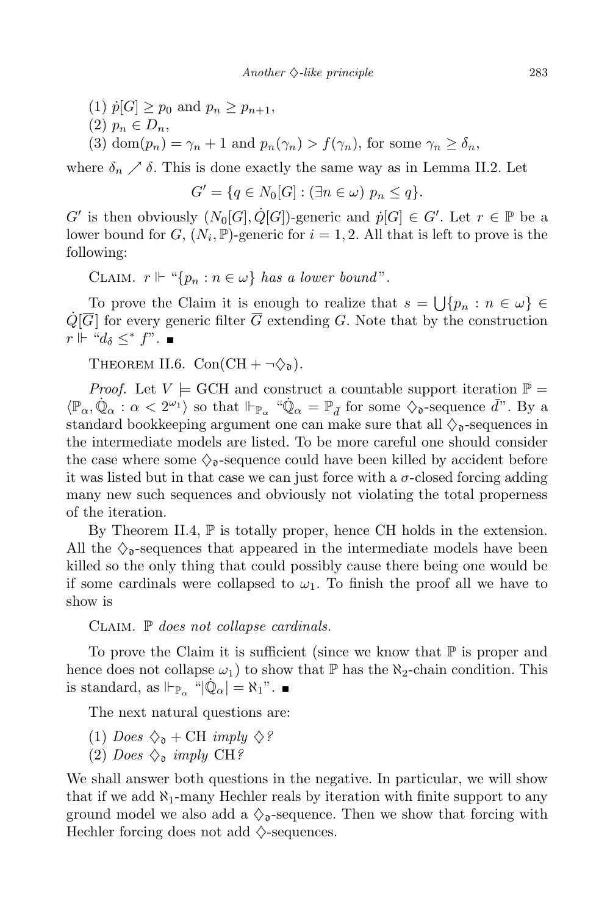(1) $\dot{p}[G] \geq p_0$ and $p_n \geq p_{n+1}$,

(2) $p_n \in D_n$,

(3) $\operatorname{dom}(p_n) = \gamma_n + 1$ and $p_n(\gamma_n) > f(\gamma_n)$, for some $\gamma_n \geq \delta_n$,

where $\delta_n \nearrow \delta$. This is done exactly the same way as in Lemma II.2. Let

$$G' = \{q \in N_0[G] : (\exists n \in \omega)\ p_n \leq q\}.$$

$G'$ is then obviously $(N_0[G], \dot{Q}[G])$-generic and $\dot{p}[G] \in G'$. Let $r \in \mathbb{P}$ be a lower bound for $G$, $(N_i, \mathbb{P})$-generic for $i = 1, 2$. All that is left to prove is the following:

Claim. *$r \Vdash$ "$\{p_n : n \in \omega\}$ has a lower bound".*

To prove the Claim it is enough to realize that $s = \bigcup\{p_n : n \in \omega\} \in \dot{Q}[\overline{G}]$ for every generic filter $\overline{G}$ extending $G$. Note that by the construction $r \Vdash$ "$d_\delta \leq^* f$". ∎

Theorem II.6. $\mathrm{Con}(\mathrm{CH} + \neg\diamondsuit_{\mathfrak{d}})$.

*Proof.* Let $V \models \mathrm{GCH}$ and construct a countable support iteration $\mathbb{P} = \langle \mathbb{P}_\alpha, \dot{\mathbb{Q}}_\alpha : \alpha < 2^{\omega_1} \rangle$ so that $\Vdash_{\mathbb{P}_\alpha}$ "$\dot{\mathbb{Q}}_\alpha = \mathbb{P}_{\bar{d}}$ for some $\diamondsuit_{\mathfrak{d}}$-sequence $\bar{d}$". By a standard bookkeeping argument one can make sure that all $\diamondsuit_{\mathfrak{d}}$-sequences in the intermediate models are listed. To be more careful one should consider the case where some $\diamondsuit_{\mathfrak{d}}$-sequence could have been killed by accident before it was listed but in that case we can just force with a $\sigma$-closed forcing adding many new such sequences and obviously not violating the total properness of the iteration.

By Theorem II.4, $\mathbb{P}$ is totally proper, hence CH holds in the extension. All the $\diamondsuit_{\mathfrak{d}}$-sequences that appeared in the intermediate models have been killed so the only thing that could possibly cause there being one would be if some cardinals were collapsed to $\omega_1$. To finish the proof all we have to show is

Claim. *$\mathbb{P}$ does not collapse cardinals.*

To prove the Claim it is sufficient (since we know that $\mathbb{P}$ is proper and hence does not collapse $\omega_1$) to show that $\mathbb{P}$ has the $\aleph_2$-chain condition. This is standard, as $\Vdash_{\mathbb{P}_\alpha}$ "$|\dot{\mathbb{Q}}_\alpha| = \aleph_1$". ∎

The next natural questions are:

(1) *Does $\diamondsuit_{\mathfrak{d}} + \mathrm{CH}$ imply $\diamondsuit$?*

(2) *Does $\diamondsuit_{\mathfrak{d}}$ imply CH?*

We shall answer both questions in the negative. In particular, we will show that if we add $\aleph_1$-many Hechler reals by iteration with finite support to any ground model we also add a $\diamondsuit_{\mathfrak{d}}$-sequence. Then we show that forcing with Hechler forcing does not add $\diamondsuit$-sequences.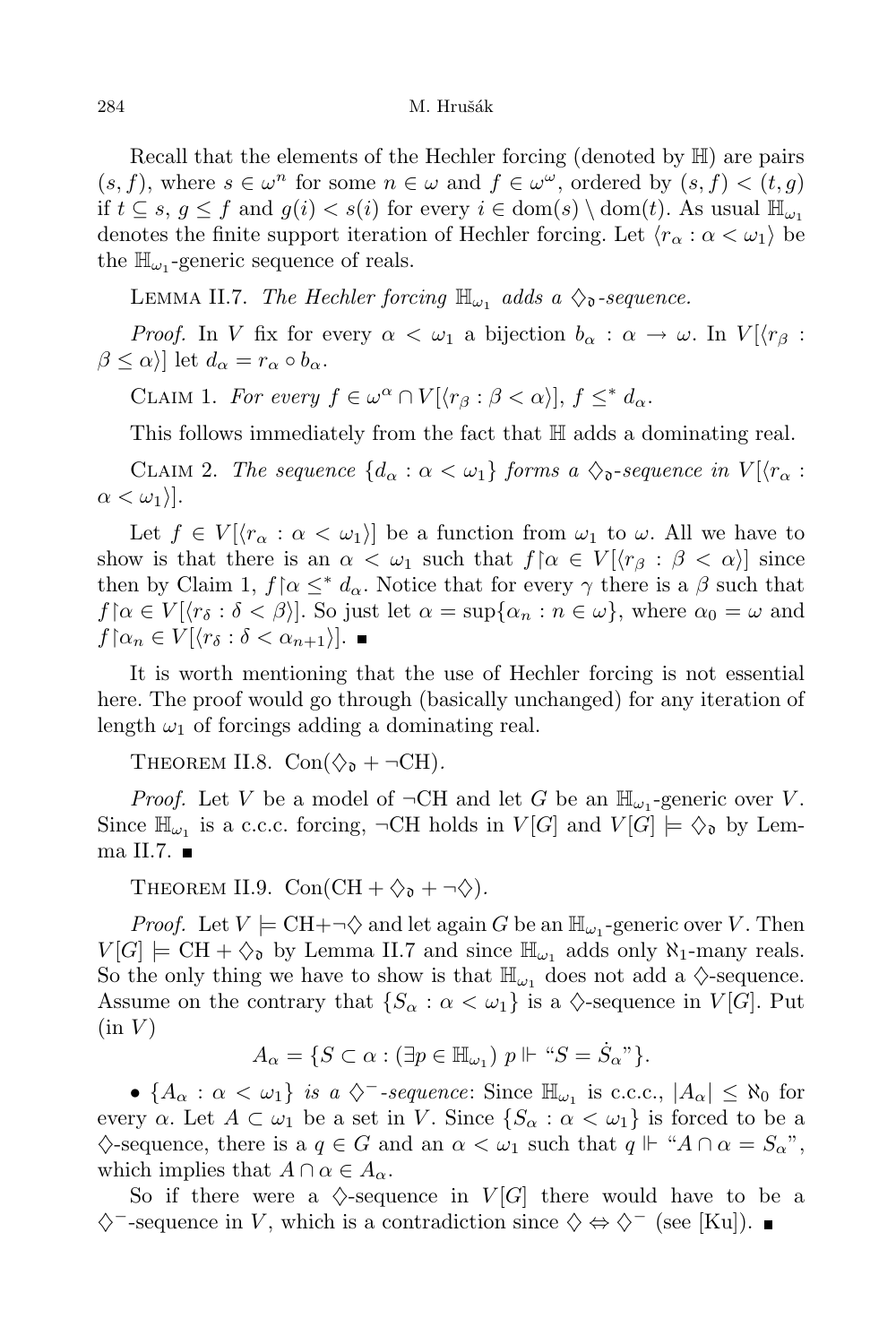Recall that the elements of the Hechler forcing (denoted by $\mathbb{H}$) are pairs $(s, f)$, where $s \in \omega^n$ for some $n \in \omega$ and $f \in \omega^\omega$, ordered by $(s, f) < (t, g)$ if $t \subseteq s$, $g \leq f$ and $g(i) < s(i)$ for every $i \in \mathrm{dom}(s) \setminus \mathrm{dom}(t)$. As usual $\mathbb{H}_{\omega_1}$ denotes the finite support iteration of Hechler forcing. Let $\langle r_\alpha : \alpha < \omega_1 \rangle$ be the $\mathbb{H}_{\omega_1}$-generic sequence of reals.

Lemma II.7. *The Hechler forcing $\mathbb{H}_{\omega_1}$ adds a $\diamondsuit_{\mathfrak{d}}$-sequence.*

*Proof.* In $V$ fix for every $\alpha < \omega_1$ a bijection $b_\alpha : \alpha \to \omega$. In $V[\langle r_\beta : \beta \leq \alpha \rangle]$ let $d_\alpha = r_\alpha \circ b_\alpha$.

Claim 1. *For every $f \in \omega^\alpha \cap V[\langle r_\beta : \beta < \alpha \rangle]$, $f \leq^* d_\alpha$.*

This follows immediately from the fact that $\mathbb{H}$ adds a dominating real.

Claim 2. *The sequence $\{d_\alpha : \alpha < \omega_1\}$ forms a $\diamondsuit_{\mathfrak{d}}$-sequence in $V[\langle r_\alpha : \alpha < \omega_1 \rangle]$.*

Let $f \in V[\langle r_\alpha : \alpha < \omega_1 \rangle]$ be a function from $\omega_1$ to $\omega$. All we have to show is that there is an $\alpha < \omega_1$ such that $f \restriction \alpha \in V[\langle r_\beta : \beta < \alpha \rangle]$ since then by Claim 1, $f \restriction \alpha \leq^* d_\alpha$. Notice that for every $\gamma$ there is a $\beta$ such that $f \restriction \alpha \in V[\langle r_\delta : \delta < \beta \rangle]$. So just let $\alpha = \sup\{\alpha_n : n \in \omega\}$, where $\alpha_0 = \omega$ and $f \restriction \alpha_n \in V[\langle r_\delta : \delta < \alpha_{n+1} \rangle]$. ∎

It is worth mentioning that the use of Hechler forcing is not essential here. The proof would go through (basically unchanged) for any iteration of length $\omega_1$ of forcings adding a dominating real.

Theorem II.8. $\mathrm{Con}(\diamondsuit_{\mathfrak{d}} + \neg\mathrm{CH})$.

*Proof.* Let $V$ be a model of $\neg$CH and let $G$ be an $\mathbb{H}_{\omega_1}$-generic over $V$. Since $\mathbb{H}_{\omega_1}$ is a c.c.c. forcing, $\neg$CH holds in $V[G]$ and $V[G] \models \diamondsuit_{\mathfrak{d}}$ by Lemma II.7. ∎

Theorem II.9. $\mathrm{Con}(\mathrm{CH} + \diamondsuit_{\mathfrak{d}} + \neg\diamondsuit)$.

*Proof.* Let $V \models \mathrm{CH} + \neg\diamondsuit$ and let again $G$ be an $\mathbb{H}_{\omega_1}$-generic over $V$. Then $V[G] \models \mathrm{CH} + \diamondsuit_{\mathfrak{d}}$ by Lemma II.7 and since $\mathbb{H}_{\omega_1}$ adds only $\aleph_1$-many reals. So the only thing we have to show is that $\mathbb{H}_{\omega_1}$ does not add a $\diamondsuit$-sequence. Assume on the contrary that $\{S_\alpha : \alpha < \omega_1\}$ is a $\diamondsuit$-sequence in $V[G]$. Put (in $V$)

$$A_\alpha = \{S \subset \alpha : (\exists p \in \mathbb{H}_{\omega_1})\ p \Vdash \text{“}S = \dot{S}_\alpha\text{”}\}.$$

• $\{A_\alpha : \alpha < \omega_1\}$ *is a $\diamondsuit^-$-sequence*: Since $\mathbb{H}_{\omega_1}$ is c.c.c., $|A_\alpha| \leq \aleph_0$ for every $\alpha$. Let $A \subset \omega_1$ be a set in $V$. Since $\{S_\alpha : \alpha < \omega_1\}$ is forced to be a $\diamondsuit$-sequence, there is a $q \in G$ and an $\alpha < \omega_1$ such that $q \Vdash$ “$A \cap \alpha = S_\alpha$”, which implies that $A \cap \alpha \in A_\alpha$.

So if there were a $\diamondsuit$-sequence in $V[G]$ there would have to be a $\diamondsuit^-$-sequence in $V$, which is a contradiction since $\diamondsuit \Leftrightarrow \diamondsuit^-$ (see [Ku]). ∎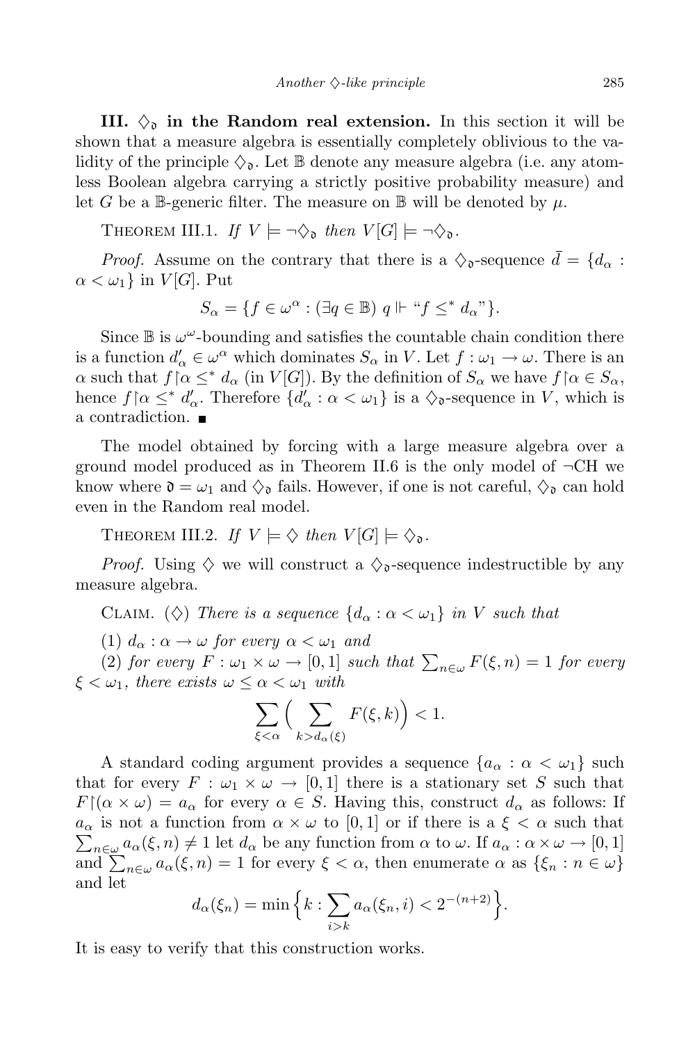**III. $\diamondsuit_{\mathfrak{d}}$ in the Random real extension.** In this section it will be shown that a measure algebra is essentially completely oblivious to the validity of the principle $\diamondsuit_{\mathfrak{d}}$. Let $\mathbb{B}$ denote any measure algebra (i.e. any atomless Boolean algebra carrying a strictly positive probability measure) and let $G$ be a $\mathbb{B}$-generic filter. The measure on $\mathbb{B}$ will be denoted by $\mu$.

THEOREM III.1. *If $V \models \neg\diamondsuit_{\mathfrak{d}}$ then $V[G] \models \neg\diamondsuit_{\mathfrak{d}}$.*

*Proof.* Assume on the contrary that there is a $\diamondsuit_{\mathfrak{d}}$-sequence $\bar{d} = \{d_\alpha : \alpha < \omega_1\}$ in $V[G]$. Put

$$S_\alpha = \{f \in \omega^\alpha : (\exists q \in \mathbb{B})\ q \Vdash \text{“}f \leq^* d_\alpha\text{”}\}.$$

Since $\mathbb{B}$ is $\omega^\omega$-bounding and satisfies the countable chain condition there is a function $d'_\alpha \in \omega^\alpha$ which dominates $S_\alpha$ in $V$. Let $f : \omega_1 \to \omega$. There is an $\alpha$ such that $f{\restriction}\alpha \leq^* d_\alpha$ (in $V[G]$). By the definition of $S_\alpha$ we have $f{\restriction}\alpha \in S_\alpha$, hence $f{\restriction}\alpha \leq^* d'_\alpha$. Therefore $\{d'_\alpha : \alpha < \omega_1\}$ is a $\diamondsuit_{\mathfrak{d}}$-sequence in $V$, which is a contradiction. ∎

The model obtained by forcing with a large measure algebra over a ground model produced as in Theorem II.6 is the only model of $\neg$CH we know where $\mathfrak{d} = \omega_1$ and $\diamondsuit_{\mathfrak{d}}$ fails. However, if one is not careful, $\diamondsuit_{\mathfrak{d}}$ can hold even in the Random real model.

THEOREM III.2. *If $V \models \diamondsuit$ then $V[G] \models \diamondsuit_{\mathfrak{d}}$.*

*Proof.* Using $\diamondsuit$ we will construct a $\diamondsuit_{\mathfrak{d}}$-sequence indestructible by any measure algebra.

CLAIM. ($\diamondsuit$) *There is a sequence $\{d_\alpha : \alpha < \omega_1\}$ in $V$ such that*

(1) *$d_\alpha : \alpha \to \omega$ for every $\alpha < \omega_1$ and*

(2) *for every $F : \omega_1 \times \omega \to [0,1]$ such that $\sum_{n\in\omega} F(\xi, n) = 1$ for every $\xi < \omega_1$, there exists $\omega \leq \alpha < \omega_1$ with*

$$\sum_{\xi<\alpha}\Big(\sum_{k>d_\alpha(\xi)} F(\xi,k)\Big) < 1.$$

A standard coding argument provides a sequence $\{a_\alpha : \alpha < \omega_1\}$ such that for every $F : \omega_1 \times \omega \to [0,1]$ there is a stationary set $S$ such that $F{\restriction}(\alpha \times \omega) = a_\alpha$ for every $\alpha \in S$. Having this, construct $d_\alpha$ as follows: If $a_\alpha$ is not a function from $\alpha \times \omega$ to $[0,1]$ or if there is a $\xi < \alpha$ such that $\sum_{n\in\omega} a_\alpha(\xi, n) \neq 1$ let $d_\alpha$ be any function from $\alpha$ to $\omega$. If $a_\alpha : \alpha \times \omega \to [0,1]$ and $\sum_{n\in\omega} a_\alpha(\xi, n) = 1$ for every $\xi < \alpha$, then enumerate $\alpha$ as $\{\xi_n : n \in \omega\}$ and let

$$d_\alpha(\xi_n) = \min\Big\{k : \sum_{i>k} a_\alpha(\xi_n, i) < 2^{-(n+2)}\Big\}.$$

It is easy to verify that this construction works.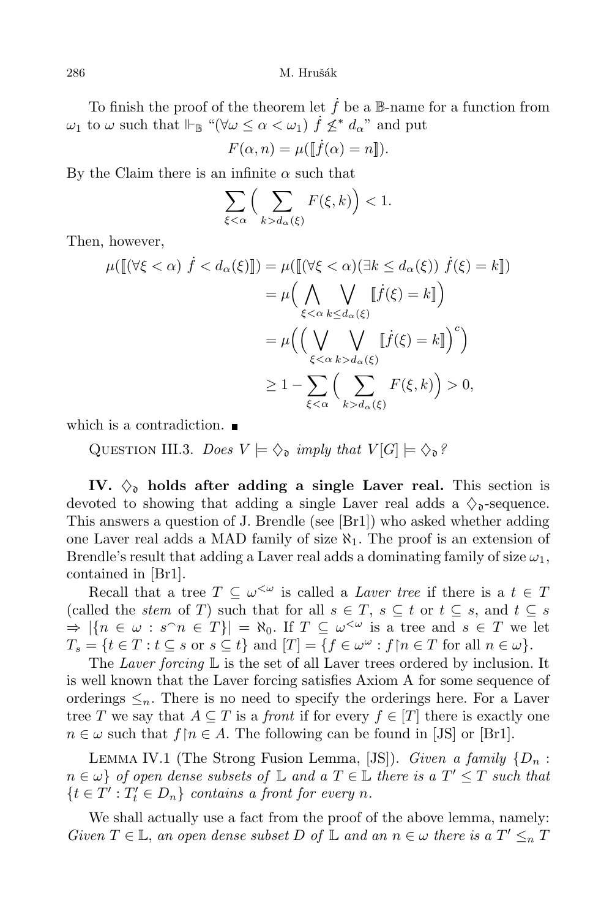To finish the proof of the theorem let $\dot{f}$ be a $\mathbb{B}$-name for a function from $\omega_1$ to $\omega$ such that $\Vdash_{\mathbb{B}}$ "$(\forall \omega \leq \alpha < \omega_1)\ \dot{f} \not\leq^* d_\alpha$" and put

$$F(\alpha, n) = \mu([\![\dot{f}(\alpha) = n]\!]).$$

By the Claim there is an infinite $\alpha$ such that

$$\sum_{\xi < \alpha} \Big( \sum_{k > d_\alpha(\xi)} F(\xi, k) \Big) < 1.$$

Then, however,

$$\begin{aligned}
\mu([\![(\forall \xi < \alpha)\ \dot{f} < d_\alpha(\xi)]\!]) &= \mu([\![(\forall \xi < \alpha)(\exists k \leq d_\alpha(\xi))\ \dot{f}(\xi) = k]\!]) \\
&= \mu\Big( \bigwedge_{\xi < \alpha} \bigvee_{k \leq d_\alpha(\xi)} [\![\dot{f}(\xi) = k]\!] \Big) \\
&= \mu\Big( \Big( \bigvee_{\xi < \alpha} \bigvee_{k > d_\alpha(\xi)} [\![\dot{f}(\xi) = k]\!] \Big)^c \Big) \\
&\geq 1 - \sum_{\xi < \alpha} \Big( \sum_{k > d_\alpha(\xi)} F(\xi, k) \Big) > 0,
\end{aligned}$$

which is a contradiction. ∎

Question III.3. *Does $V \models \diamondsuit_{\mathfrak{d}}$ imply that $V[G] \models \diamondsuit_{\mathfrak{d}}$?*

**IV. $\diamondsuit_{\mathfrak{d}}$ holds after adding a single Laver real.** This section is devoted to showing that adding a single Laver real adds a $\diamondsuit_{\mathfrak{d}}$-sequence. This answers a question of J. Brendle (see [Br1]) who asked whether adding one Laver real adds a MAD family of size $\aleph_1$. The proof is an extension of Brendle's result that adding a Laver real adds a dominating family of size $\omega_1$, contained in [Br1].

Recall that a tree $T \subseteq \omega^{<\omega}$ is called a *Laver tree* if there is a $t \in T$ (called the *stem* of $T$) such that for all $s \in T$, $s \subseteq t$ or $t \subseteq s$, and $t \subseteq s \Rightarrow |\{n \in \omega : s^\frown n \in T\}| = \aleph_0$. If $T \subseteq \omega^{<\omega}$ is a tree and $s \in T$ we let $T_s = \{t \in T : t \subseteq s \text{ or } s \subseteq t\}$ and $[T] = \{f \in \omega^\omega : f{\restriction}n \in T \text{ for all } n \in \omega\}$.

The *Laver forcing* $\mathbb{L}$ is the set of all Laver trees ordered by inclusion. It is well known that the Laver forcing satisfies Axiom A for some sequence of orderings $\leq_n$. There is no need to specify the orderings here. For a Laver tree $T$ we say that $A \subseteq T$ is a *front* if for every $f \in [T]$ there is exactly one $n \in \omega$ such that $f{\restriction}n \in A$. The following can be found in [JS] or [Br1].

Lemma IV.1 (The Strong Fusion Lemma, [JS]). *Given a family $\{D_n : n \in \omega\}$ of open dense subsets of $\mathbb{L}$ and a $T \in \mathbb{L}$ there is a $T' \leq T$ such that $\{t \in T' : T'_t \in D_n\}$ contains a front for every $n$.*

We shall actually use a fact from the proof of the above lemma, namely: *Given $T \in \mathbb{L}$, an open dense subset $D$ of $\mathbb{L}$ and an $n \in \omega$ there is a $T' \leq_n T$*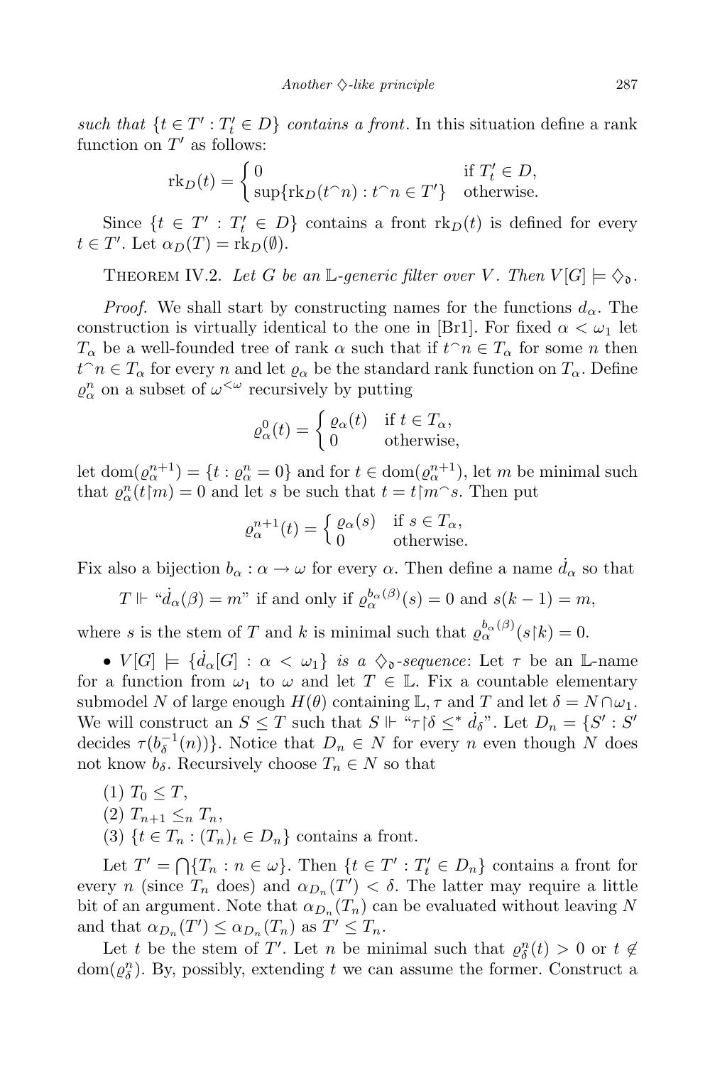*such that* $\{t \in T' : T'_t \in D\}$ *contains a front*. In this situation define a rank function on $T'$ as follows:

$$\mathrm{rk}_D(t) = \begin{cases} 0 & \text{if } T'_t \in D, \\ \sup\{\mathrm{rk}_D(t^\frown n) : t^\frown n \in T'\} & \text{otherwise.} \end{cases}$$

Since $\{t \in T' : T'_t \in D\}$ contains a front $\mathrm{rk}_D(t)$ is defined for every $t \in T'$. Let $\alpha_D(T) = \mathrm{rk}_D(\emptyset)$.

THEOREM IV.2. *Let $G$ be an $\mathbb{L}$-generic filter over $V$. Then $V[G] \models \diamondsuit_{\mathfrak{d}}$.*

*Proof.* We shall start by constructing names for the functions $d_\alpha$. The construction is virtually identical to the one in [Br1]. For fixed $\alpha < \omega_1$ let $T_\alpha$ be a well-founded tree of rank $\alpha$ such that if $t^\frown n \in T_\alpha$ for some $n$ then $t^\frown n \in T_\alpha$ for every $n$ and let $\varrho_\alpha$ be the standard rank function on $T_\alpha$. Define $\varrho_\alpha^n$ on a subset of $\omega^{<\omega}$ recursively by putting

$$\varrho_\alpha^0(t) = \begin{cases} \varrho_\alpha(t) & \text{if } t \in T_\alpha, \\ 0 & \text{otherwise,} \end{cases}$$

let $\mathrm{dom}(\varrho_\alpha^{n+1}) = \{t : \varrho_\alpha^n = 0\}$ and for $t \in \mathrm{dom}(\varrho_\alpha^{n+1})$, let $m$ be minimal such that $\varrho_\alpha^n(t{\restriction}m) = 0$ and let $s$ be such that $t = t{\restriction}m^\frown s$. Then put

$$\varrho_\alpha^{n+1}(t) = \begin{cases} \varrho_\alpha(s) & \text{if } s \in T_\alpha, \\ 0 & \text{otherwise.} \end{cases}$$

Fix also a bijection $b_\alpha : \alpha \to \omega$ for every $\alpha$. Then define a name $\dot{d}_\alpha$ so that

$$T \Vdash \text{“}\dot{d}_\alpha(\beta) = m\text{” if and only if } \varrho_\alpha^{b_\alpha(\beta)}(s) = 0 \text{ and } s(k-1) = m,$$

where $s$ is the stem of $T$ and $k$ is minimal such that $\varrho_\alpha^{b_\alpha(\beta)}(s{\restriction}k) = 0$.

- $V[G] \models \{\dot{d}_\alpha[G] : \alpha < \omega_1\}$ *is a $\diamondsuit_{\mathfrak{d}}$-sequence*: Let $\tau$ be an $\mathbb{L}$-name for a function from $\omega_1$ to $\omega$ and let $T \in \mathbb{L}$. Fix a countable elementary submodel $N$ of large enough $H(\theta)$ containing $\mathbb{L}, \tau$ and $T$ and let $\delta = N \cap \omega_1$. We will construct an $S \le T$ such that $S \Vdash$ “$\tau{\restriction}\delta \le^* \dot{d}_\delta$”. Let $D_n = \{S' : S'$ decides $\tau(b_\delta^{-1}(n))\}$. Notice that $D_n \in N$ for every $n$ even though $N$ does not know $b_\delta$. Recursively choose $T_n \in N$ so that

(1) $T_0 \le T$,
(2) $T_{n+1} \le_n T_n$,
(3) $\{t \in T_n : (T_n)_t \in D_n\}$ contains a front.

Let $T' = \bigcap\{T_n : n \in \omega\}$. Then $\{t \in T' : T'_t \in D_n\}$ contains a front for every $n$ (since $T_n$ does) and $\alpha_{D_n}(T') < \delta$. The latter may require a little bit of an argument. Note that $\alpha_{D_n}(T_n)$ can be evaluated without leaving $N$ and that $\alpha_{D_n}(T') \le \alpha_{D_n}(T_n)$ as $T' \le T_n$.

Let $t$ be the stem of $T'$. Let $n$ be minimal such that $\varrho_\delta^n(t) > 0$ or $t \notin \mathrm{dom}(\varrho_\delta^n)$. By, possibly, extending $t$ we can assume the former. Construct a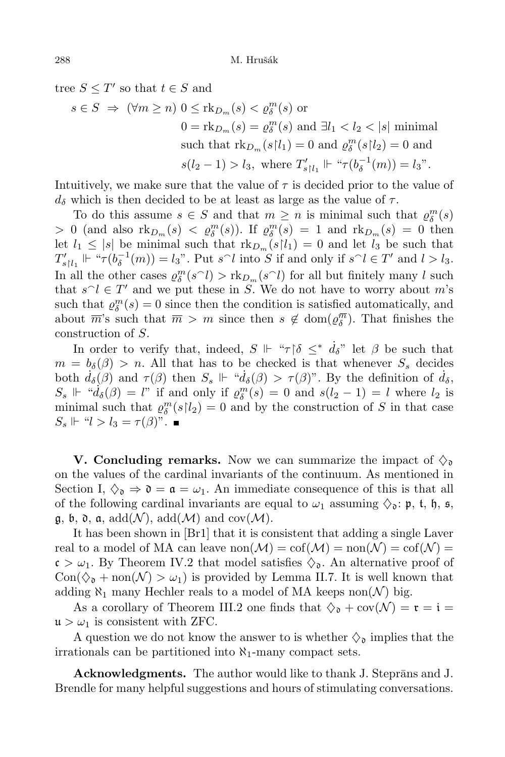tree $S \leq T'$ so that $t \in S$ and

$$s \in S \;\Rightarrow\; (\forall m \geq n)\ 0 \leq \mathrm{rk}_{D_m}(s) < \varrho^m_\delta(s) \text{ or}$$
$$0 = \mathrm{rk}_{D_m}(s) = \varrho^m_\delta(s) \text{ and } \exists l_1 < l_2 < |s| \text{ minimal}$$
$$\text{such that } \mathrm{rk}_{D_m}(s{\restriction}l_1) = 0 \text{ and } \varrho^m_\delta(s{\restriction}l_2) = 0 \text{ and}$$
$$s(l_2 - 1) > l_3, \text{ where } T'_{s{\restriction}l_1} \Vdash \text{“}\tau(b^{-1}_\delta(m)) = l_3\text{”}.$$

Intuitively, we make sure that the value of $\tau$ is decided prior to the value of $d_\delta$ which is then decided to be at least as large as the value of $\tau$.

To do this assume $s \in S$ and that $m \geq n$ is minimal such that $\varrho^m_\delta(s) > 0$ (and also $\mathrm{rk}_{D_m}(s) < \varrho^m_\delta(s)$). If $\varrho^m_\delta(s) = 1$ and $\mathrm{rk}_{D_m}(s) = 0$ then let $l_1 \leq |s|$ be minimal such that $\mathrm{rk}_{D_m}(s{\restriction}l_1) = 0$ and let $l_3$ be such that $T'_{s{\restriction}l_1} \Vdash$ “$\tau(b^{-1}_\delta(m)) = l_3$”. Put $s^\frown l$ into $S$ if and only if $s^\frown l \in T'$ and $l > l_3$. In all the other cases $\varrho^m_\delta(s^\frown l) > \mathrm{rk}_{D_m}(s^\frown l)$ for all but finitely many $l$ such that $s^\frown l \in T'$ and we put these in $S$. We do not have to worry about $m$'s such that $\varrho^m_\delta(s) = 0$ since then the condition is satisfied automatically, and about $\overline{m}$'s such that $\overline{m} > m$ since then $s \notin \mathrm{dom}(\varrho^{\overline{m}}_\delta)$. That finishes the construction of $S$.

In order to verify that, indeed, $S \Vdash$ “$\tau{\restriction}\delta \leq^* \dot{d}_\delta$” let $\beta$ be such that $m = b_\delta(\beta) > n$. All that has to be checked is that whenever $S_s$ decides both $\dot{d}_\delta(\beta)$ and $\tau(\beta)$ then $S_s \Vdash$ “$\dot{d}_\delta(\beta) > \tau(\beta)$”. By the definition of $\dot{d}_\delta$, $S_s \Vdash$ “$\dot{d}_\delta(\beta) = l$” if and only if $\varrho^m_\delta(s) = 0$ and $s(l_2 - 1) = l$ where $l_2$ is minimal such that $\varrho^m_\delta(s{\restriction}l_2) = 0$ and by the construction of $S$ in that case $S_s \Vdash$ “$l > l_3 = \tau(\beta)$”. ∎

**V. Concluding remarks.** Now we can summarize the impact of $\diamondsuit_{\mathfrak{d}}$ on the values of the cardinal invariants of the continuum. As mentioned in Section I, $\diamondsuit_{\mathfrak{d}} \Rightarrow \mathfrak{d} = \mathfrak{a} = \omega_1$. An immediate consequence of this is that all of the following cardinal invariants are equal to $\omega_1$ assuming $\diamondsuit_{\mathfrak{d}}$: $\mathfrak{p}$, $\mathfrak{t}$, $\mathfrak{h}$, $\mathfrak{s}$, $\mathfrak{g}$, $\mathfrak{b}$, $\mathfrak{d}$, $\mathfrak{a}$, $\mathrm{add}(\mathcal{N})$, $\mathrm{add}(\mathcal{M})$ and $\mathrm{cov}(\mathcal{M})$.

It has been shown in [Br1] that it is consistent that adding a single Laver real to a model of MA can leave $\mathrm{non}(\mathcal{M}) = \mathrm{cof}(\mathcal{M}) = \mathrm{non}(\mathcal{N}) = \mathrm{cof}(\mathcal{N}) = \mathfrak{c} > \omega_1$. By Theorem IV.2 that model satisfies $\diamondsuit_{\mathfrak{d}}$. An alternative proof of $\mathrm{Con}(\diamondsuit_{\mathfrak{d}} + \mathrm{non}(\mathcal{N}) > \omega_1)$ is provided by Lemma II.7. It is well known that adding $\aleph_1$ many Hechler reals to a model of MA keeps $\mathrm{non}(\mathcal{N})$ big.

As a corollary of Theorem III.2 one finds that $\diamondsuit_{\mathfrak{d}} + \mathrm{cov}(\mathcal{N}) = \mathfrak{r} = \mathfrak{i} = \mathfrak{u} > \omega_1$ is consistent with ZFC.

A question we do not know the answer to is whether $\diamondsuit_{\mathfrak{d}}$ implies that the irrationals can be partitioned into $\aleph_1$-many compact sets.

**Acknowledgments.** The author would like to thank J. Steprāns and J. Brendle for many helpful suggestions and hours of stimulating conversations.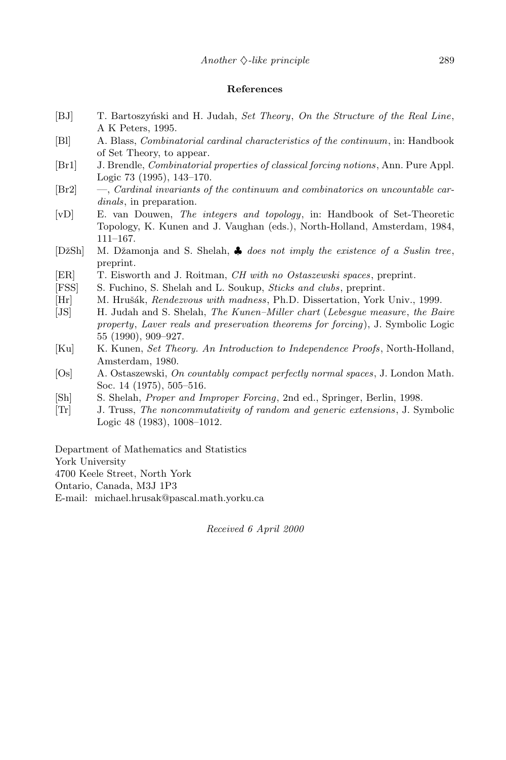## References

[BJ] T. Bartoszyński and H. Judah, *Set Theory*, *On the Structure of the Real Line*, A K Peters, 1995.

[Bl] A. Blass, *Combinatorial cardinal characteristics of the continuum*, in: Handbook of Set Theory, to appear.

[Br1] J. Brendle, *Combinatorial properties of classical forcing notions*, Ann. Pure Appl. Logic 73 (1995), 143–170.

[Br2] —, *Cardinal invariants of the continuum and combinatorics on uncountable cardinals*, in preparation.

[vD] E. van Douwen, *The integers and topology*, in: Handbook of Set-Theoretic Topology, K. Kunen and J. Vaughan (eds.), North-Holland, Amsterdam, 1984, 111–167.

[DžSh] M. Džamonja and S. Shelah, *♣ does not imply the existence of a Suslin tree*, preprint.

[ER] T. Eisworth and J. Roitman, *CH with no Ostaszewski spaces*, preprint.

[FSS] S. Fuchino, S. Shelah and L. Soukup, *Sticks and clubs*, preprint.

[Hr] M. Hrušák, *Rendezvous with madness*, Ph.D. Dissertation, York Univ., 1999.

[JS] H. Judah and S. Shelah, *The Kunen–Miller chart* (*Lebesgue measure*, *the Baire property*, *Laver reals and preservation theorems for forcing*), J. Symbolic Logic 55 (1990), 909–927.

[Ku] K. Kunen, *Set Theory. An Introduction to Independence Proofs*, North-Holland, Amsterdam, 1980.

[Os] A. Ostaszewski, *On countably compact perfectly normal spaces*, J. London Math. Soc. 14 (1975), 505–516.

[Sh] S. Shelah, *Proper and Improper Forcing*, 2nd ed., Springer, Berlin, 1998.

[Tr] J. Truss, *The noncommutativity of random and generic extensions*, J. Symbolic Logic 48 (1983), 1008–1012.

Department of Mathematics and Statistics
York University
4700 Keele Street, North York
Ontario, Canada, M3J 1P3
E-mail: michael.hrusak@pascal.math.yorku.ca

*Received 6 April 2000*